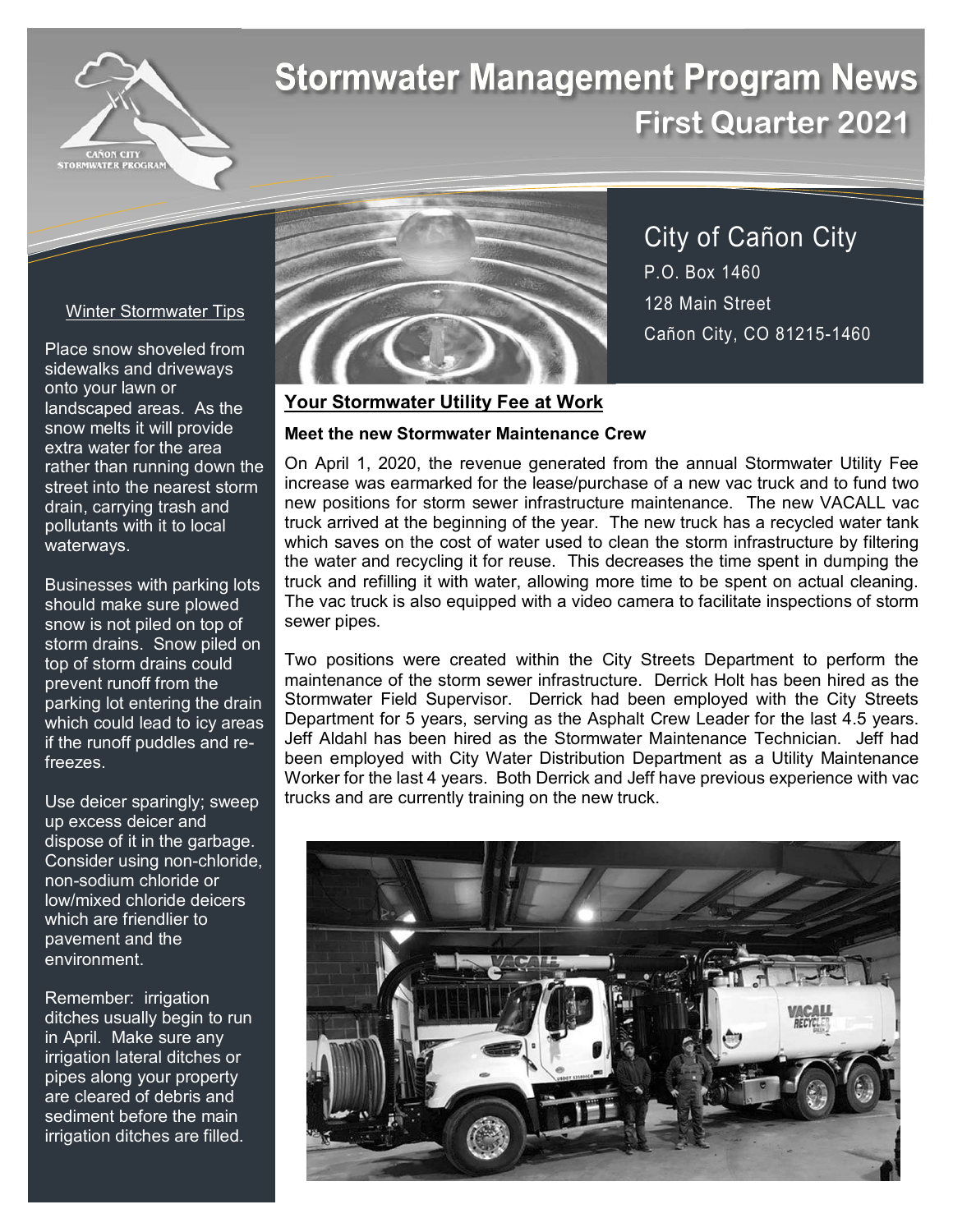# Stormwater Management Program News

## First Quarter 2021

CAÑON CITY STORMWATER PROGRAM

City of Cañon City
P.O. Box 1460
128 Main Street
Cañon City, CO 81215-1460

### Winter Stormwater Tips

Place snow shoveled from sidewalks and driveways onto your lawn or landscaped areas. As the snow melts it will provide extra water for the area rather than running down the street into the nearest storm drain, carrying trash and pollutants with it to local waterways.

Businesses with parking lots should make sure plowed snow is not piled on top of storm drains. Snow piled on top of storm drains could prevent runoff from the parking lot entering the drain which could lead to icy areas if the runoff puddles and re-freezes.

Use deicer sparingly; sweep up excess deicer and dispose of it in the garbage. Consider using non-chloride, non-sodium chloride or low/mixed chloride deicers which are friendlier to pavement and the environment.

Remember: irrigation ditches usually begin to run in April. Make sure any irrigation lateral ditches or pipes along your property are cleared of debris and sediment before the main irrigation ditches are filled.

## Your Stormwater Utility Fee at Work

**Meet the new Stormwater Maintenance Crew**

On April 1, 2020, the revenue generated from the annual Stormwater Utility Fee increase was earmarked for the lease/purchase of a new vac truck and to fund two new positions for storm sewer infrastructure maintenance. The new VACALL vac truck arrived at the beginning of the year. The new truck has a recycled water tank which saves on the cost of water used to clean the storm infrastructure by filtering the water and recycling it for reuse. This decreases the time spent in dumping the truck and refilling it with water, allowing more time to be spent on actual cleaning. The vac truck is also equipped with a video camera to facilitate inspections of storm sewer pipes.

Two positions were created within the City Streets Department to perform the maintenance of the storm sewer infrastructure. Derrick Holt has been hired as the Stormwater Field Supervisor. Derrick had been employed with the City Streets Department for 5 years, serving as the Asphalt Crew Leader for the last 4.5 years. Jeff Aldahl has been hired as the Stormwater Maintenance Technician. Jeff had been employed with City Water Distribution Department as a Utility Maintenance Worker for the last 4 years. Both Derrick and Jeff have previous experience with vac trucks and are currently training on the new truck.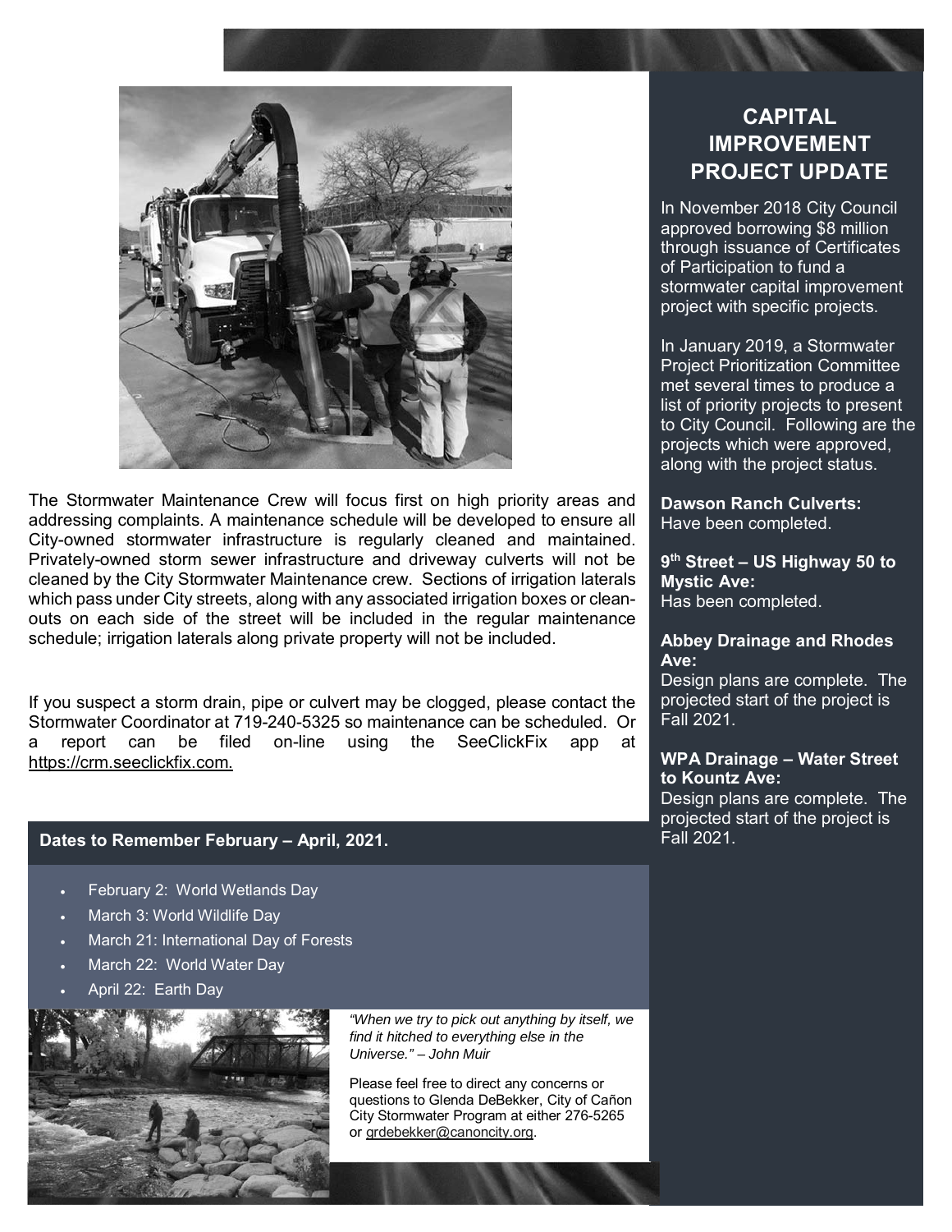The Stormwater Maintenance Crew will focus first on high priority areas and addressing complaints. A maintenance schedule will be developed to ensure all City-owned stormwater infrastructure is regularly cleaned and maintained. Privately-owned storm sewer infrastructure and driveway culverts will not be cleaned by the City Stormwater Maintenance crew. Sections of irrigation laterals which pass under City streets, along with any associated irrigation boxes or clean-outs on each side of the street will be included in the regular maintenance schedule; irrigation laterals along private property will not be included.

If you suspect a storm drain, pipe or culvert may be clogged, please contact the Stormwater Coordinator at 719-240-5325 so maintenance can be scheduled. Or a report can be filed on-line using the SeeClickFix app at https://crm.seeclickfix.com.

## Dates to Remember February – April, 2021.

- February 2: World Wetlands Day
- March 3: World Wildlife Day
- March 21: International Day of Forests
- March 22: World Water Day
- April 22: Earth Day

*"When we try to pick out anything by itself, we find it hitched to everything else in the Universe." – John Muir*

Please feel free to direct any concerns or questions to Glenda DeBekker, City of Cañon City Stormwater Program at either 276-5265 or grdebekker@canoncity.org.

## CAPITAL IMPROVEMENT PROJECT UPDATE

In November 2018 City Council approved borrowing $8 million through issuance of Certificates of Participation to fund a stormwater capital improvement project with specific projects.

In January 2019, a Stormwater Project Prioritization Committee met several times to produce a list of priority projects to present to City Council. Following are the projects which were approved, along with the project status.

**Dawson Ranch Culverts:**
Have been completed.

**9th Street – US Highway 50 to Mystic Ave:**
Has been completed.

**Abbey Drainage and Rhodes Ave:**
Design plans are complete. The projected start of the project is Fall 2021.

**WPA Drainage – Water Street to Kountz Ave:**
Design plans are complete. The projected start of the project is Fall 2021.